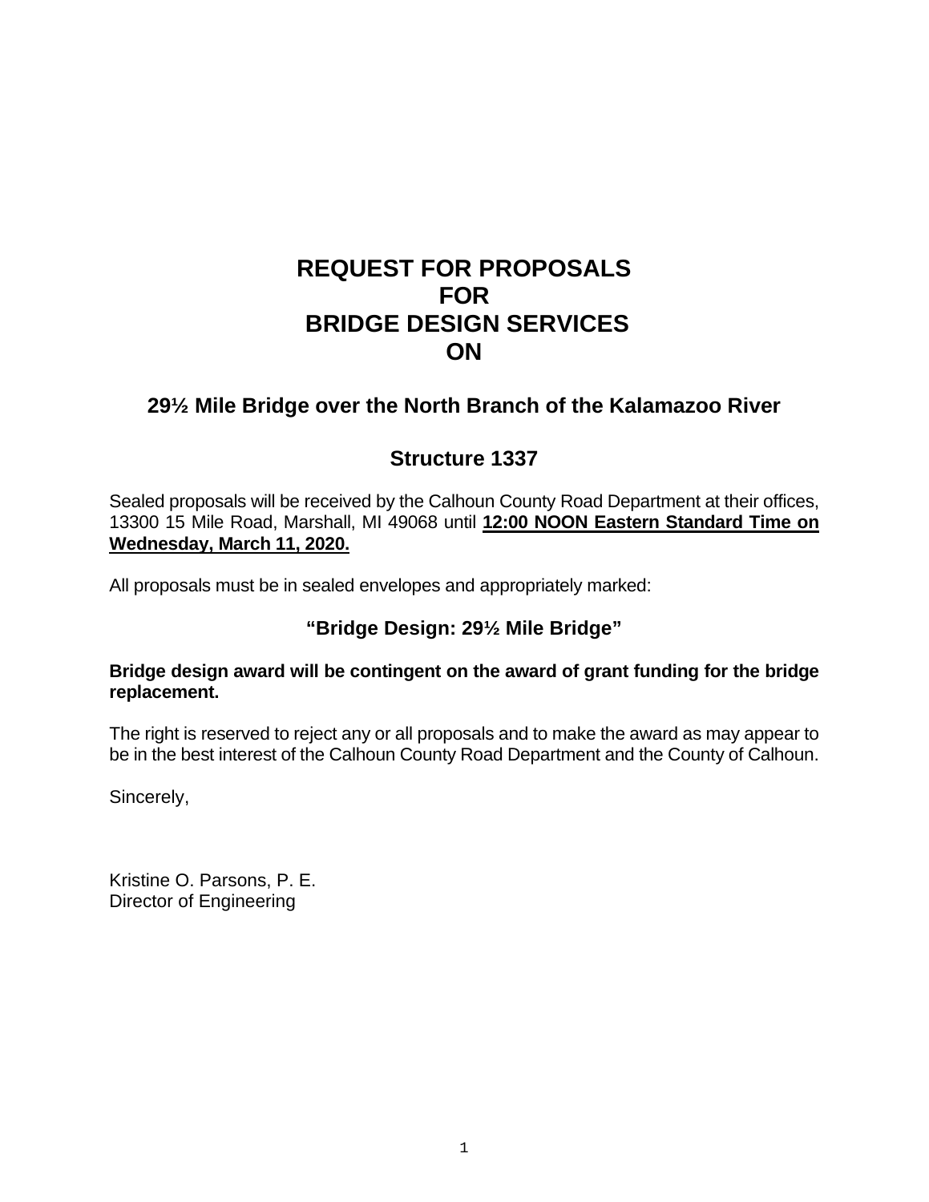# REQUEST FOR PROPOSALS
# FOR
# BRIDGE DESIGN SERVICES
# ON

## 29½ Mile Bridge over the North Branch of the Kalamazoo River

## Structure 1337

Sealed proposals will be received by the Calhoun County Road Department at their offices, 13300 15 Mile Road, Marshall, MI 49068 until **12:00 NOON Eastern Standard Time on Wednesday, March 11, 2020.**

All proposals must be in sealed envelopes and appropriately marked:

**"Bridge Design: 29½ Mile Bridge"**

**Bridge design award will be contingent on the award of grant funding for the bridge replacement.**

The right is reserved to reject any or all proposals and to make the award as may appear to be in the best interest of the Calhoun County Road Department and the County of Calhoun.

Sincerely,

Kristine O. Parsons, P. E.
Director of Engineering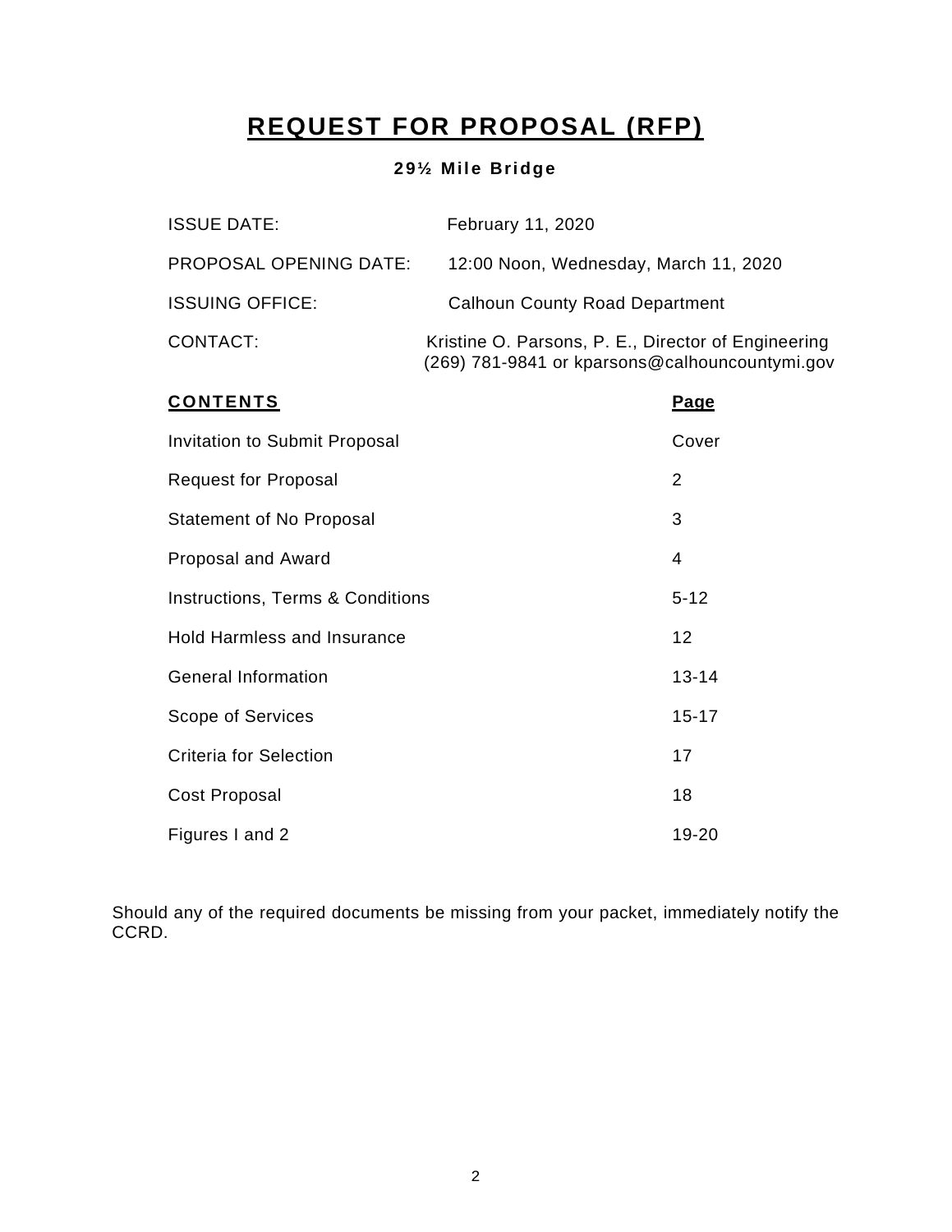# REQUEST FOR PROPOSAL (RFP)

**29½ Mile Bridge**

| | |
|---|---|
| ISSUE DATE: | February 11, 2020 |
| PROPOSAL OPENING DATE: | 12:00 Noon, Wednesday, March 11, 2020 |
| ISSUING OFFICE: | Calhoun County Road Department |
| CONTACT: | Kristine O. Parsons, P. E., Director of Engineering (269) 781-9841 or kparsons@calhouncountymi.gov |

| **CONTENTS** | **Page** |
|---|---|
| Invitation to Submit Proposal | Cover |
| Request for Proposal | 2 |
| Statement of No Proposal | 3 |
| Proposal and Award | 4 |
| Instructions, Terms & Conditions | 5-12 |
| Hold Harmless and Insurance | 12 |
| General Information | 13-14 |
| Scope of Services | 15-17 |
| Criteria for Selection | 17 |
| Cost Proposal | 18 |
| Figures I and 2 | 19-20 |

Should any of the required documents be missing from your packet, immediately notify the CCRD.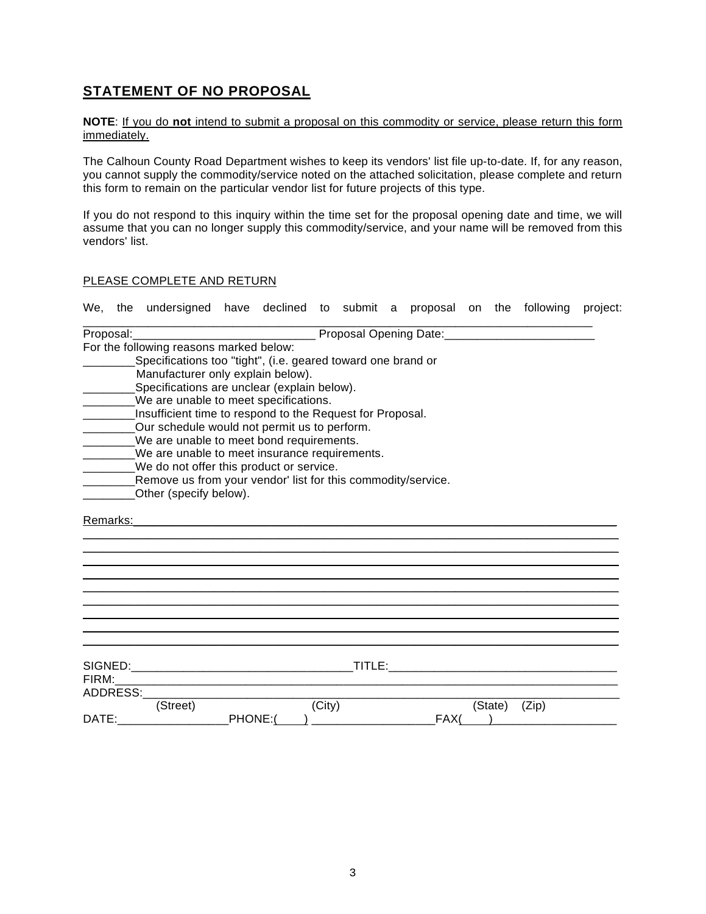## STATEMENT OF NO PROPOSAL

**NOTE**: If you do **not** intend to submit a proposal on this commodity or service, please return this form immediately.

The Calhoun County Road Department wishes to keep its vendors' list file up-to-date. If, for any reason, you cannot supply the commodity/service noted on the attached solicitation, please complete and return this form to remain on the particular vendor list for future projects of this type.

If you do not respond to this inquiry within the time set for the proposal opening date and time, we will assume that you can no longer supply this commodity/service, and your name will be removed from this vendors' list.

PLEASE COMPLETE AND RETURN

We, the undersigned have declined to submit a proposal on the following project: ________________________________________________________________________________

Proposal:____________________________ Proposal Opening Date:_______________________

For the following reasons marked below:

________Specifications too "tight", (i.e. geared toward one brand or Manufacturer only explain below).
________Specifications are unclear (explain below).
________We are unable to meet specifications.
________Insufficient time to respond to the Request for Proposal.
________Our schedule would not permit us to perform.
________We are unable to meet bond requirements.
________We are unable to meet insurance requirements.
________We do not offer this product or service.
________Remove us from your vendor' list for this commodity/service.
________Other (specify below).

Remarks:_________________________________________________________________________
_______________________________________________________________________________
_______________________________________________________________________________
_______________________________________________________________________________
_______________________________________________________________________________
_______________________________________________________________________________
_______________________________________________________________________________
_______________________________________________________________________________
_______________________________________________________________________________
_______________________________________________________________________________

SIGNED:_________________________________TITLE:___________________________________

FIRM:___________________________________________________________________________

ADDRESS:________________________________________________________________________
(Street) (City) (State) (Zip)

DATE:_________________PHONE:(____) ___________________FAX(____)___________________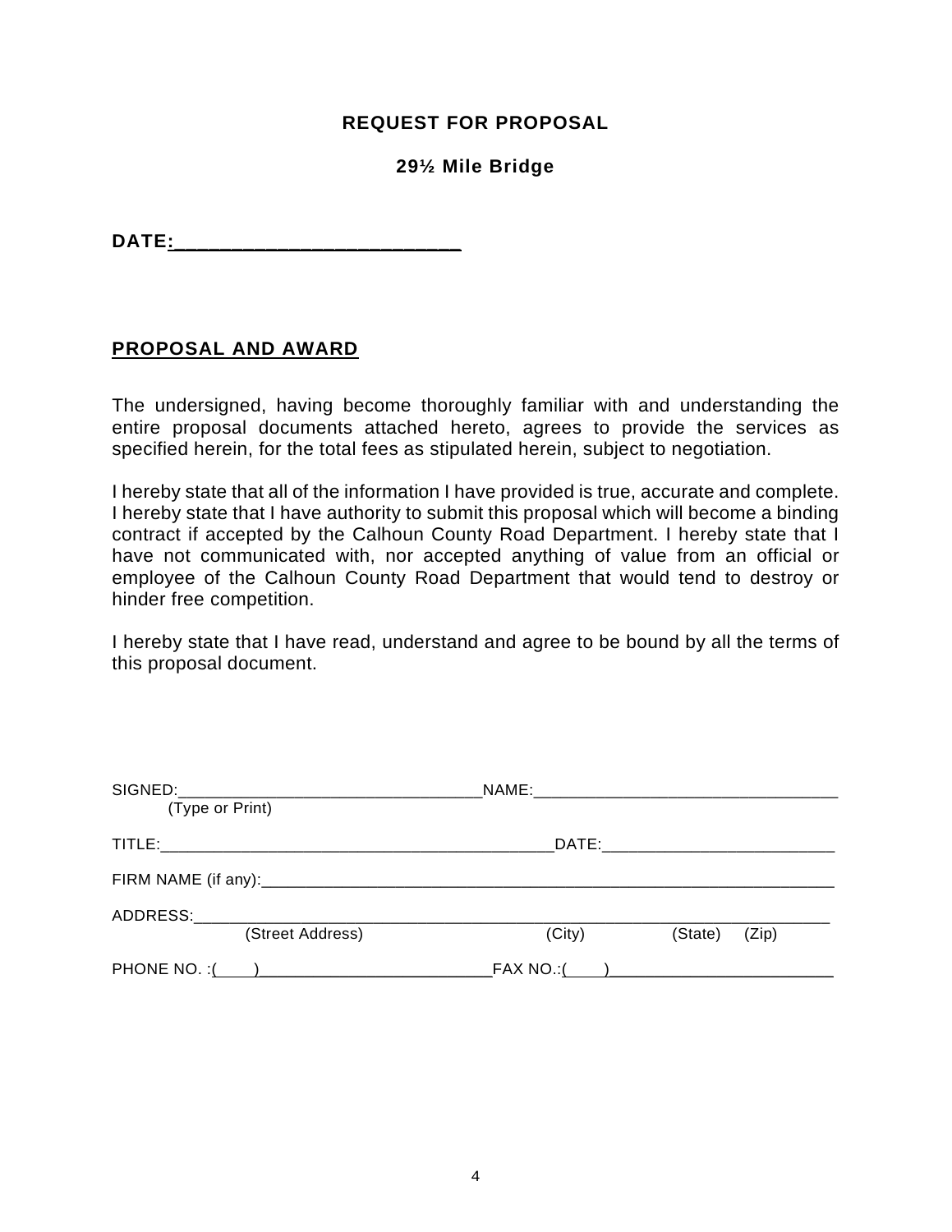# REQUEST FOR PROPOSAL

## 29½ Mile Bridge

**DATE:**___________________________

**PROPOSAL AND AWARD**

The undersigned, having become thoroughly familiar with and understanding the entire proposal documents attached hereto, agrees to provide the services as specified herein, for the total fees as stipulated herein, subject to negotiation.

I hereby state that all of the information I have provided is true, accurate and complete. I hereby state that I have authority to submit this proposal which will become a binding contract if accepted by the Calhoun County Road Department. I hereby state that I have not communicated with, nor accepted anything of value from an official or employee of the Calhoun County Road Department that would tend to destroy or hinder free competition.

I hereby state that I have read, understand and agree to be bound by all the terms of this proposal document.

SIGNED:_________________________________NAME:_________________________________
(Type or Print)

TITLE:___________________________________________DATE:_________________________

FIRM NAME (if any):_________________________________________________________________

ADDRESS:_______________________________________________________________________
(Street Address) (City) (State) (Zip)

PHONE NO. :(____)_________________________FAX NO.:(____)_________________________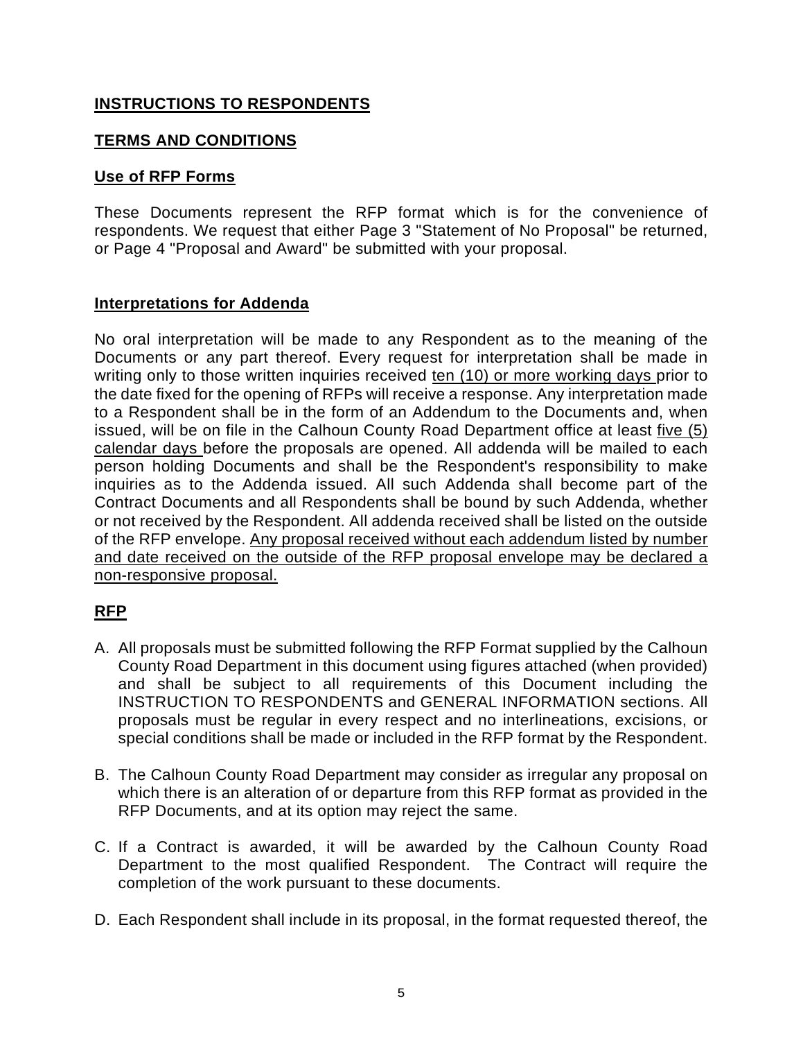**INSTRUCTIONS TO RESPONDENTS**

**TERMS AND CONDITIONS**

**Use of RFP Forms**

These Documents represent the RFP format which is for the convenience of respondents. We request that either Page 3 "Statement of No Proposal" be returned, or Page 4 "Proposal and Award" be submitted with your proposal.

**Interpretations for Addenda**

No oral interpretation will be made to any Respondent as to the meaning of the Documents or any part thereof. Every request for interpretation shall be made in writing only to those written inquiries received ten (10) or more working days prior to the date fixed for the opening of RFPs will receive a response. Any interpretation made to a Respondent shall be in the form of an Addendum to the Documents and, when issued, will be on file in the Calhoun County Road Department office at least five (5) calendar days before the proposals are opened. All addenda will be mailed to each person holding Documents and shall be the Respondent's responsibility to make inquiries as to the Addenda issued. All such Addenda shall become part of the Contract Documents and all Respondents shall be bound by such Addenda, whether or not received by the Respondent. All addenda received shall be listed on the outside of the RFP envelope. Any proposal received without each addendum listed by number and date received on the outside of the RFP proposal envelope may be declared a non-responsive proposal.

**RFP**

A. All proposals must be submitted following the RFP Format supplied by the Calhoun County Road Department in this document using figures attached (when provided) and shall be subject to all requirements of this Document including the INSTRUCTION TO RESPONDENTS and GENERAL INFORMATION sections. All proposals must be regular in every respect and no interlineations, excisions, or special conditions shall be made or included in the RFP format by the Respondent.

B. The Calhoun County Road Department may consider as irregular any proposal on which there is an alteration of or departure from this RFP format as provided in the RFP Documents, and at its option may reject the same.

C. If a Contract is awarded, it will be awarded by the Calhoun County Road Department to the most qualified Respondent. The Contract will require the completion of the work pursuant to these documents.

D. Each Respondent shall include in its proposal, in the format requested thereof, the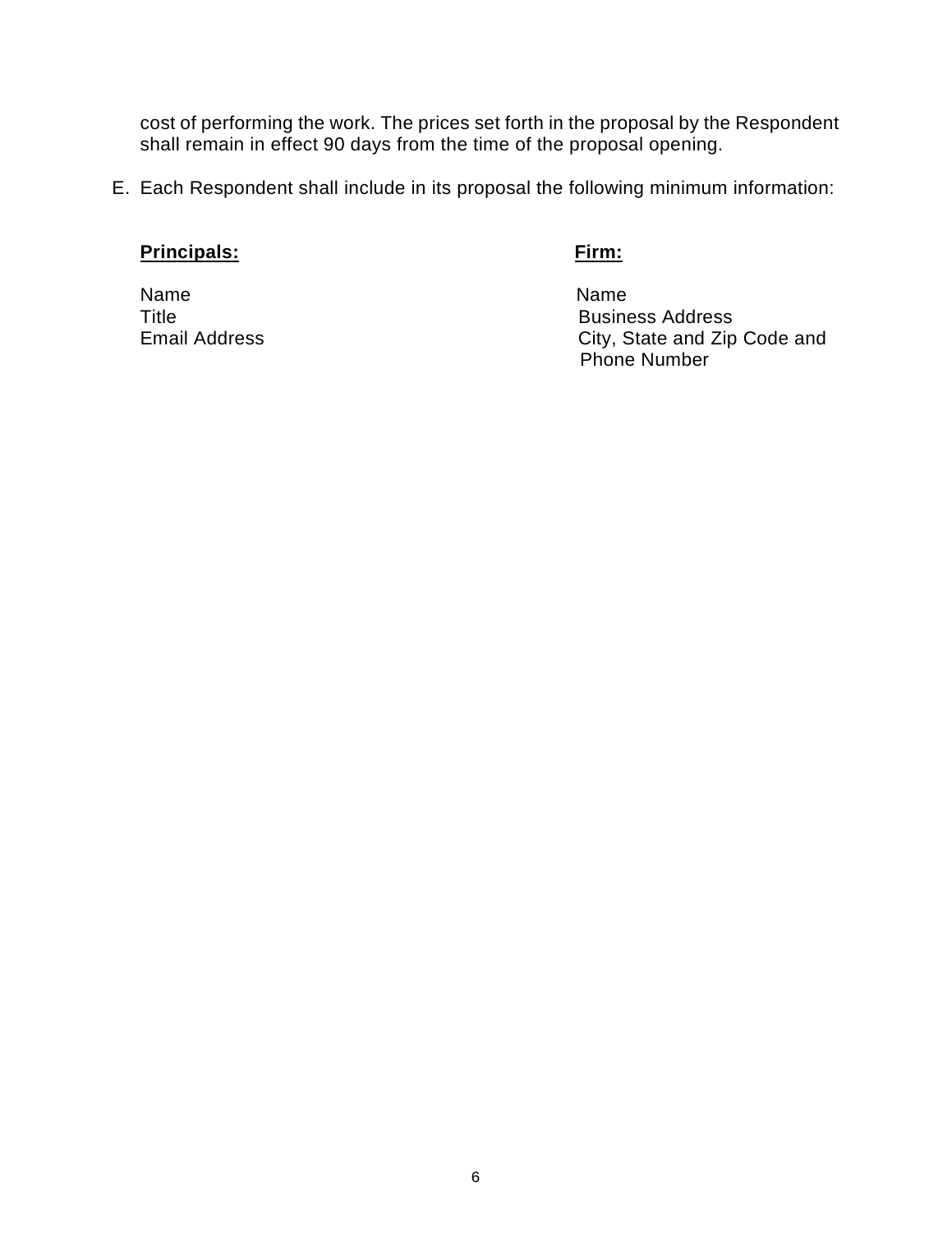cost of performing the work. The prices set forth in the proposal by the Respondent shall remain in effect 90 days from the time of the proposal opening.

E. Each Respondent shall include in its proposal the following minimum information:

| **Principals:** | **Firm:** |
| --- | --- |
| Name | Name |
| Title | Business Address |
| Email Address | City, State and Zip Code and Phone Number |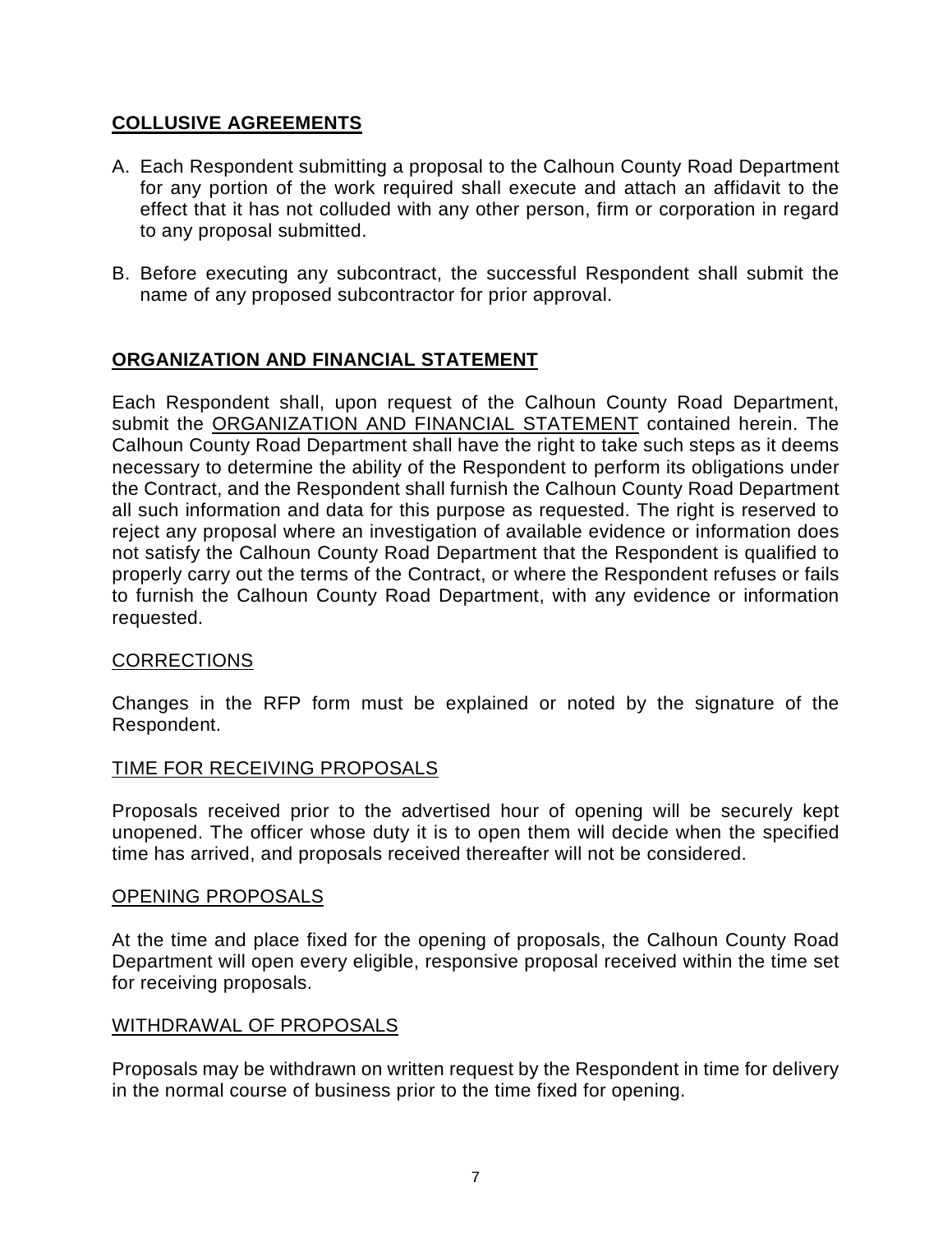## COLLUSIVE AGREEMENTS

A. Each Respondent submitting a proposal to the Calhoun County Road Department for any portion of the work required shall execute and attach an affidavit to the effect that it has not colluded with any other person, firm or corporation in regard to any proposal submitted.

B. Before executing any subcontract, the successful Respondent shall submit the name of any proposed subcontractor for prior approval.

## ORGANIZATION AND FINANCIAL STATEMENT

Each Respondent shall, upon request of the Calhoun County Road Department, submit the ORGANIZATION AND FINANCIAL STATEMENT contained herein. The Calhoun County Road Department shall have the right to take such steps as it deems necessary to determine the ability of the Respondent to perform its obligations under the Contract, and the Respondent shall furnish the Calhoun County Road Department all such information and data for this purpose as requested. The right is reserved to reject any proposal where an investigation of available evidence or information does not satisfy the Calhoun County Road Department that the Respondent is qualified to properly carry out the terms of the Contract, or where the Respondent refuses or fails to furnish the Calhoun County Road Department, with any evidence or information requested.

### CORRECTIONS

Changes in the RFP form must be explained or noted by the signature of the Respondent.

### TIME FOR RECEIVING PROPOSALS

Proposals received prior to the advertised hour of opening will be securely kept unopened. The officer whose duty it is to open them will decide when the specified time has arrived, and proposals received thereafter will not be considered.

### OPENING PROPOSALS

At the time and place fixed for the opening of proposals, the Calhoun County Road Department will open every eligible, responsive proposal received within the time set for receiving proposals.

### WITHDRAWAL OF PROPOSALS

Proposals may be withdrawn on written request by the Respondent in time for delivery in the normal course of business prior to the time fixed for opening.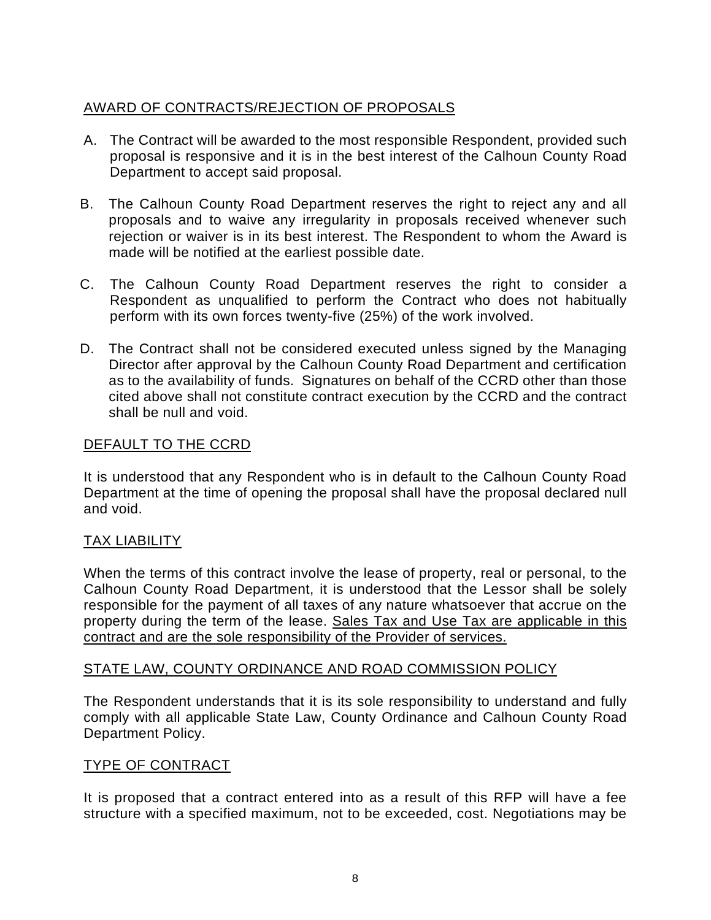## AWARD OF CONTRACTS/REJECTION OF PROPOSALS

A. The Contract will be awarded to the most responsible Respondent, provided such proposal is responsive and it is in the best interest of the Calhoun County Road Department to accept said proposal.

B. The Calhoun County Road Department reserves the right to reject any and all proposals and to waive any irregularity in proposals received whenever such rejection or waiver is in its best interest. The Respondent to whom the Award is made will be notified at the earliest possible date.

C. The Calhoun County Road Department reserves the right to consider a Respondent as unqualified to perform the Contract who does not habitually perform with its own forces twenty-five (25%) of the work involved.

D. The Contract shall not be considered executed unless signed by the Managing Director after approval by the Calhoun County Road Department and certification as to the availability of funds. Signatures on behalf of the CCRD other than those cited above shall not constitute contract execution by the CCRD and the contract shall be null and void.

## DEFAULT TO THE CCRD

It is understood that any Respondent who is in default to the Calhoun County Road Department at the time of opening the proposal shall have the proposal declared null and void.

## TAX LIABILITY

When the terms of this contract involve the lease of property, real or personal, to the Calhoun County Road Department, it is understood that the Lessor shall be solely responsible for the payment of all taxes of any nature whatsoever that accrue on the property during the term of the lease. Sales Tax and Use Tax are applicable in this contract and are the sole responsibility of the Provider of services.

## STATE LAW, COUNTY ORDINANCE AND ROAD COMMISSION POLICY

The Respondent understands that it is its sole responsibility to understand and fully comply with all applicable State Law, County Ordinance and Calhoun County Road Department Policy.

## TYPE OF CONTRACT

It is proposed that a contract entered into as a result of this RFP will have a fee structure with a specified maximum, not to be exceeded, cost. Negotiations may be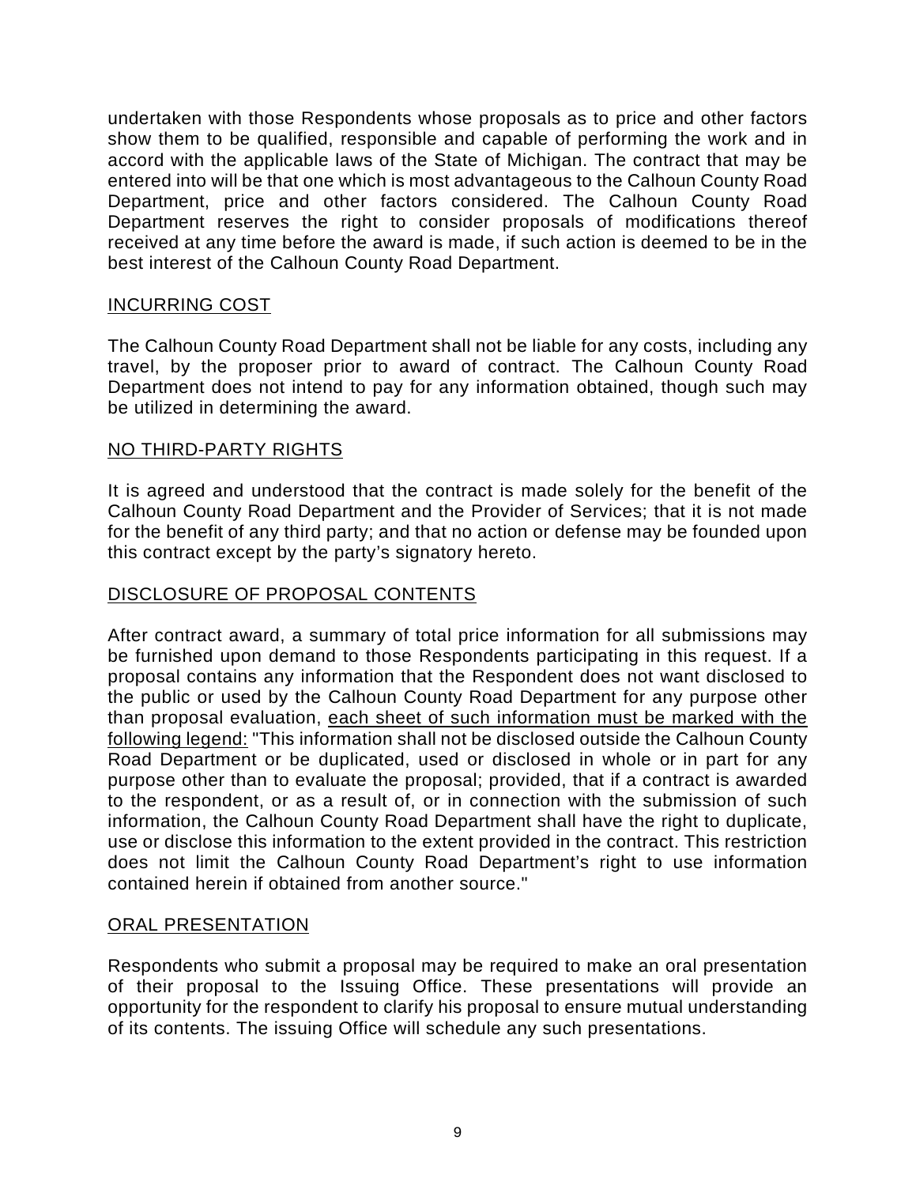undertaken with those Respondents whose proposals as to price and other factors show them to be qualified, responsible and capable of performing the work and in accord with the applicable laws of the State of Michigan. The contract that may be entered into will be that one which is most advantageous to the Calhoun County Road Department, price and other factors considered. The Calhoun County Road Department reserves the right to consider proposals of modifications thereof received at any time before the award is made, if such action is deemed to be in the best interest of the Calhoun County Road Department.

## INCURRING COST

The Calhoun County Road Department shall not be liable for any costs, including any travel, by the proposer prior to award of contract. The Calhoun County Road Department does not intend to pay for any information obtained, though such may be utilized in determining the award.

## NO THIRD-PARTY RIGHTS

It is agreed and understood that the contract is made solely for the benefit of the Calhoun County Road Department and the Provider of Services; that it is not made for the benefit of any third party; and that no action or defense may be founded upon this contract except by the party's signatory hereto.

## DISCLOSURE OF PROPOSAL CONTENTS

After contract award, a summary of total price information for all submissions may be furnished upon demand to those Respondents participating in this request. If a proposal contains any information that the Respondent does not want disclosed to the public or used by the Calhoun County Road Department for any purpose other than proposal evaluation, <u>each sheet of such information must be marked with the following legend:</u> "This information shall not be disclosed outside the Calhoun County Road Department or be duplicated, used or disclosed in whole or in part for any purpose other than to evaluate the proposal; provided, that if a contract is awarded to the respondent, or as a result of, or in connection with the submission of such information, the Calhoun County Road Department shall have the right to duplicate, use or disclose this information to the extent provided in the contract. This restriction does not limit the Calhoun County Road Department's right to use information contained herein if obtained from another source."

## ORAL PRESENTATION

Respondents who submit a proposal may be required to make an oral presentation of their proposal to the Issuing Office. These presentations will provide an opportunity for the respondent to clarify his proposal to ensure mutual understanding of its contents. The issuing Office will schedule any such presentations.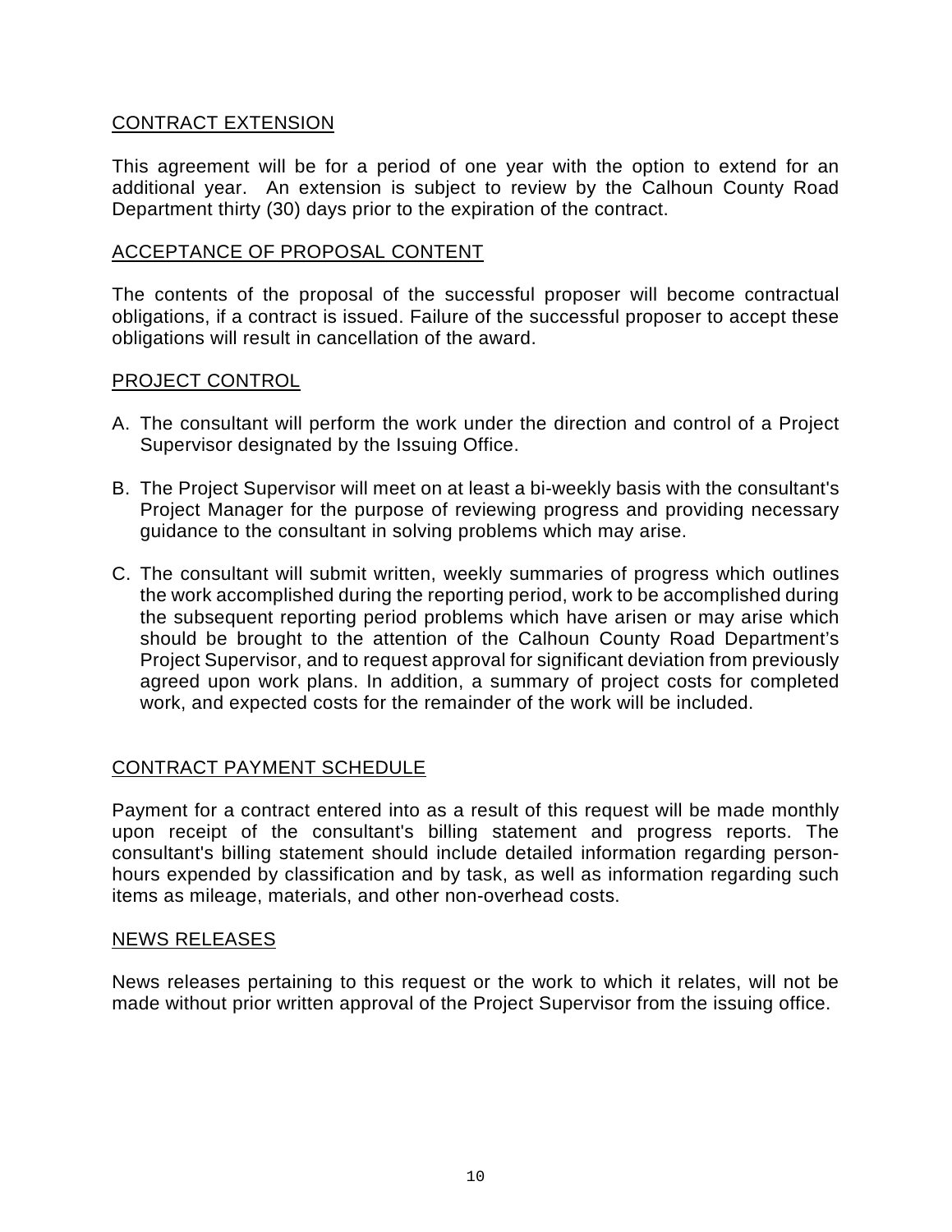## CONTRACT EXTENSION

This agreement will be for a period of one year with the option to extend for an additional year. An extension is subject to review by the Calhoun County Road Department thirty (30) days prior to the expiration of the contract.

## ACCEPTANCE OF PROPOSAL CONTENT

The contents of the proposal of the successful proposer will become contractual obligations, if a contract is issued. Failure of the successful proposer to accept these obligations will result in cancellation of the award.

## PROJECT CONTROL

A. The consultant will perform the work under the direction and control of a Project Supervisor designated by the Issuing Office.

B. The Project Supervisor will meet on at least a bi-weekly basis with the consultant's Project Manager for the purpose of reviewing progress and providing necessary guidance to the consultant in solving problems which may arise.

C. The consultant will submit written, weekly summaries of progress which outlines the work accomplished during the reporting period, work to be accomplished during the subsequent reporting period problems which have arisen or may arise which should be brought to the attention of the Calhoun County Road Department's Project Supervisor, and to request approval for significant deviation from previously agreed upon work plans. In addition, a summary of project costs for completed work, and expected costs for the remainder of the work will be included.

## CONTRACT PAYMENT SCHEDULE

Payment for a contract entered into as a result of this request will be made monthly upon receipt of the consultant's billing statement and progress reports. The consultant's billing statement should include detailed information regarding person-hours expended by classification and by task, as well as information regarding such items as mileage, materials, and other non-overhead costs.

## NEWS RELEASES

News releases pertaining to this request or the work to which it relates, will not be made without prior written approval of the Project Supervisor from the issuing office.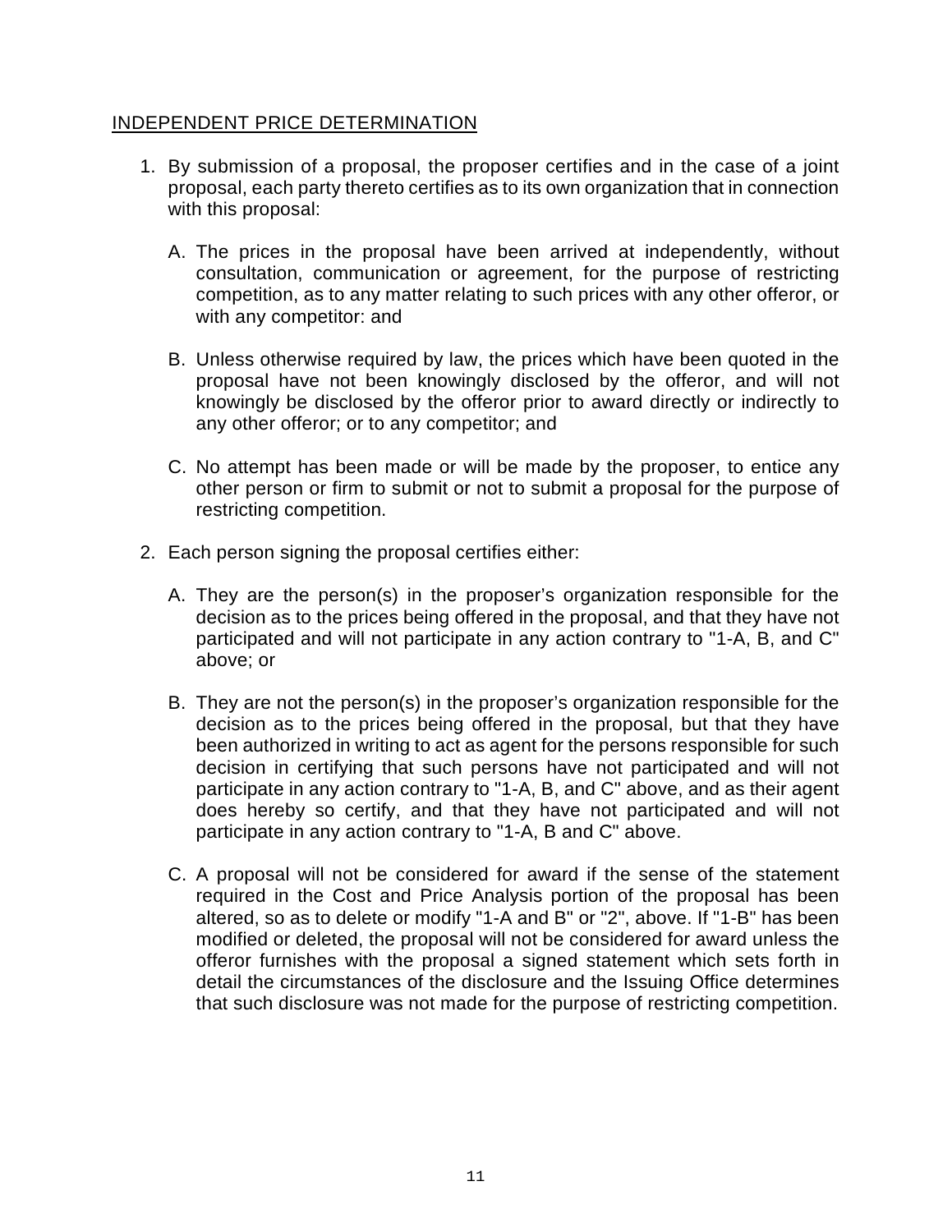## INDEPENDENT PRICE DETERMINATION

1. By submission of a proposal, the proposer certifies and in the case of a joint proposal, each party thereto certifies as to its own organization that in connection with this proposal:

   A. The prices in the proposal have been arrived at independently, without consultation, communication or agreement, for the purpose of restricting competition, as to any matter relating to such prices with any other offeror, or with any competitor: and

   B. Unless otherwise required by law, the prices which have been quoted in the proposal have not been knowingly disclosed by the offeror, and will not knowingly be disclosed by the offeror prior to award directly or indirectly to any other offeror; or to any competitor; and

   C. No attempt has been made or will be made by the proposer, to entice any other person or firm to submit or not to submit a proposal for the purpose of restricting competition.

2. Each person signing the proposal certifies either:

   A. They are the person(s) in the proposer's organization responsible for the decision as to the prices being offered in the proposal, and that they have not participated and will not participate in any action contrary to "1-A, B, and C" above; or

   B. They are not the person(s) in the proposer's organization responsible for the decision as to the prices being offered in the proposal, but that they have been authorized in writing to act as agent for the persons responsible for such decision in certifying that such persons have not participated and will not participate in any action contrary to "1-A, B, and C" above, and as their agent does hereby so certify, and that they have not participated and will not participate in any action contrary to "1-A, B and C" above.

   C. A proposal will not be considered for award if the sense of the statement required in the Cost and Price Analysis portion of the proposal has been altered, so as to delete or modify "1-A and B" or "2", above. If "1-B" has been modified or deleted, the proposal will not be considered for award unless the offeror furnishes with the proposal a signed statement which sets forth in detail the circumstances of the disclosure and the Issuing Office determines that such disclosure was not made for the purpose of restricting competition.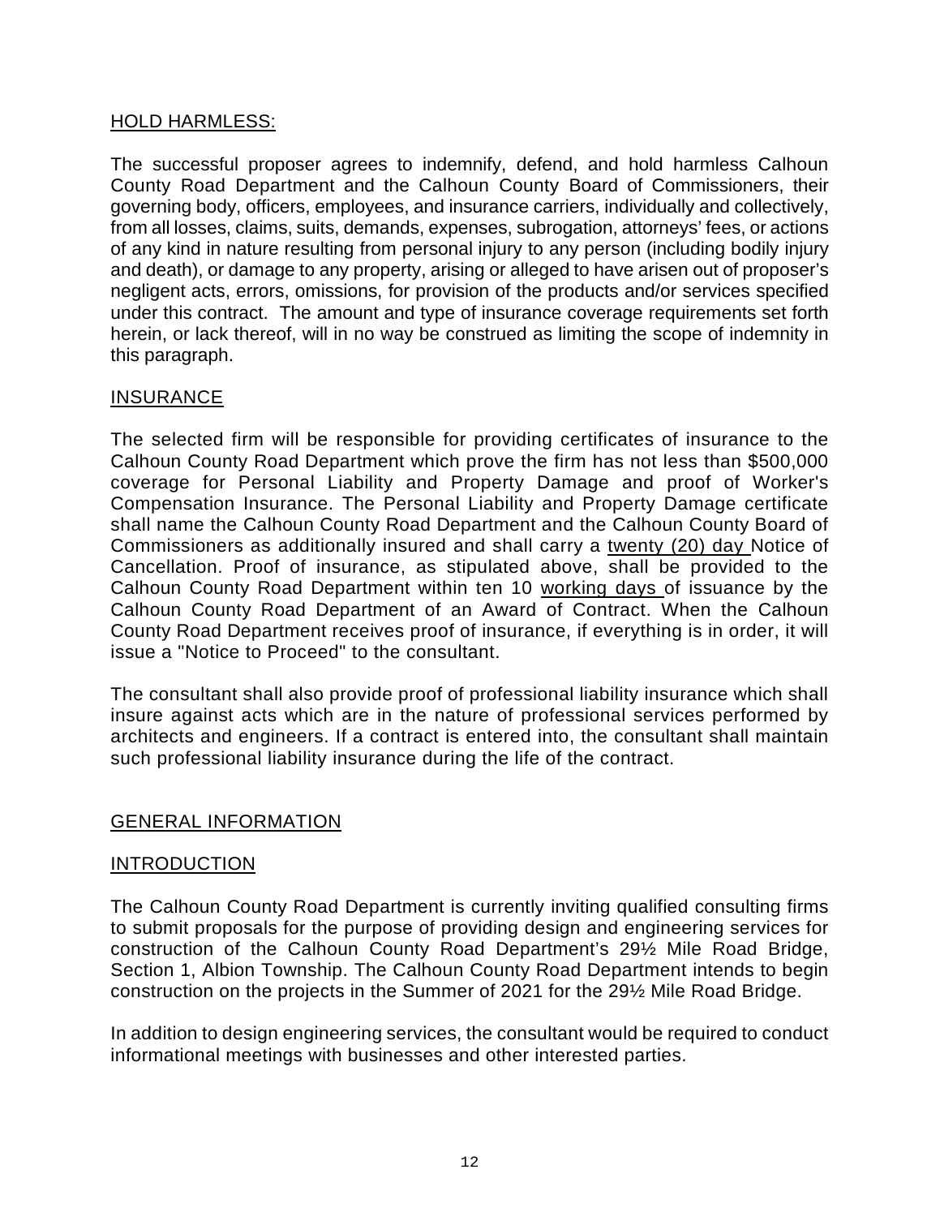## HOLD HARMLESS:

The successful proposer agrees to indemnify, defend, and hold harmless Calhoun County Road Department and the Calhoun County Board of Commissioners, their governing body, officers, employees, and insurance carriers, individually and collectively, from all losses, claims, suits, demands, expenses, subrogation, attorneys' fees, or actions of any kind in nature resulting from personal injury to any person (including bodily injury and death), or damage to any property, arising or alleged to have arisen out of proposer's negligent acts, errors, omissions, for provision of the products and/or services specified under this contract. The amount and type of insurance coverage requirements set forth herein, or lack thereof, will in no way be construed as limiting the scope of indemnity in this paragraph.

## INSURANCE

The selected firm will be responsible for providing certificates of insurance to the Calhoun County Road Department which prove the firm has not less than $500,000 coverage for Personal Liability and Property Damage and proof of Worker's Compensation Insurance. The Personal Liability and Property Damage certificate shall name the Calhoun County Road Department and the Calhoun County Board of Commissioners as additionally insured and shall carry a twenty (20) day Notice of Cancellation. Proof of insurance, as stipulated above, shall be provided to the Calhoun County Road Department within ten 10 working days of issuance by the Calhoun County Road Department of an Award of Contract. When the Calhoun County Road Department receives proof of insurance, if everything is in order, it will issue a "Notice to Proceed" to the consultant.

The consultant shall also provide proof of professional liability insurance which shall insure against acts which are in the nature of professional services performed by architects and engineers. If a contract is entered into, the consultant shall maintain such professional liability insurance during the life of the contract.

## GENERAL INFORMATION

## INTRODUCTION

The Calhoun County Road Department is currently inviting qualified consulting firms to submit proposals for the purpose of providing design and engineering services for construction of the Calhoun County Road Department's 29½ Mile Road Bridge, Section 1, Albion Township. The Calhoun County Road Department intends to begin construction on the projects in the Summer of 2021 for the 29½ Mile Road Bridge.

In addition to design engineering services, the consultant would be required to conduct informational meetings with businesses and other interested parties.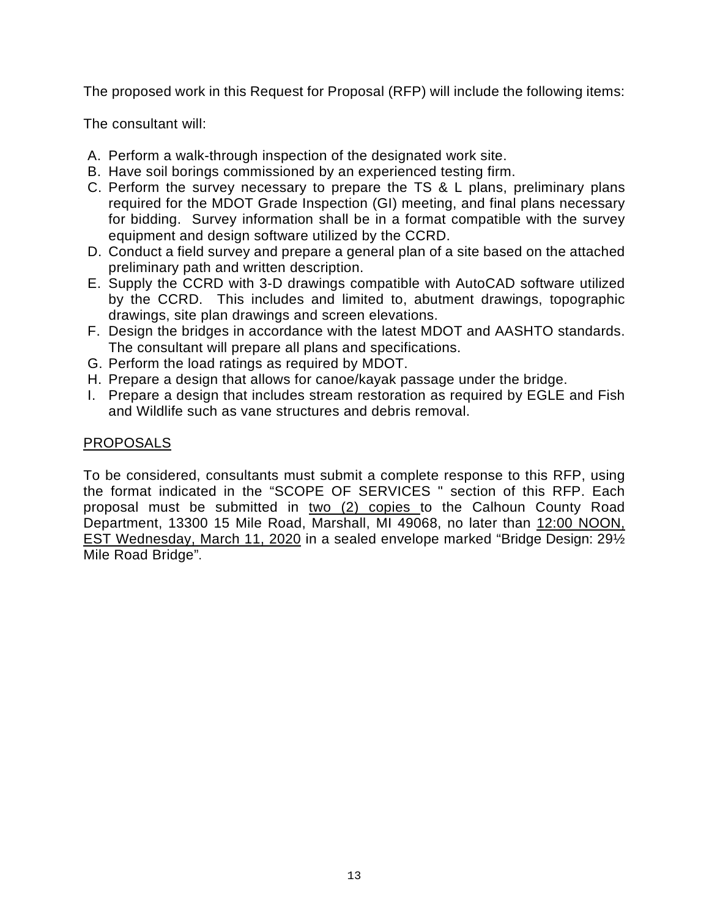The proposed work in this Request for Proposal (RFP) will include the following items:

The consultant will:

A. Perform a walk-through inspection of the designated work site.
B. Have soil borings commissioned by an experienced testing firm.
C. Perform the survey necessary to prepare the TS & L plans, preliminary plans required for the MDOT Grade Inspection (GI) meeting, and final plans necessary for bidding. Survey information shall be in a format compatible with the survey equipment and design software utilized by the CCRD.
D. Conduct a field survey and prepare a general plan of a site based on the attached preliminary path and written description.
E. Supply the CCRD with 3-D drawings compatible with AutoCAD software utilized by the CCRD. This includes and limited to, abutment drawings, topographic drawings, site plan drawings and screen elevations.
F. Design the bridges in accordance with the latest MDOT and AASHTO standards. The consultant will prepare all plans and specifications.
G. Perform the load ratings as required by MDOT.
H. Prepare a design that allows for canoe/kayak passage under the bridge.
I. Prepare a design that includes stream restoration as required by EGLE and Fish and Wildlife such as vane structures and debris removal.

<u>PROPOSALS</u>

To be considered, consultants must submit a complete response to this RFP, using the format indicated in the "SCOPE OF SERVICES " section of this RFP. Each proposal must be submitted in <u>two (2) copies</u> to the Calhoun County Road Department, 13300 15 Mile Road, Marshall, MI 49068, no later than <u>12:00 NOON, EST Wednesday, March 11, 2020</u> in a sealed envelope marked "Bridge Design: 29½ Mile Road Bridge".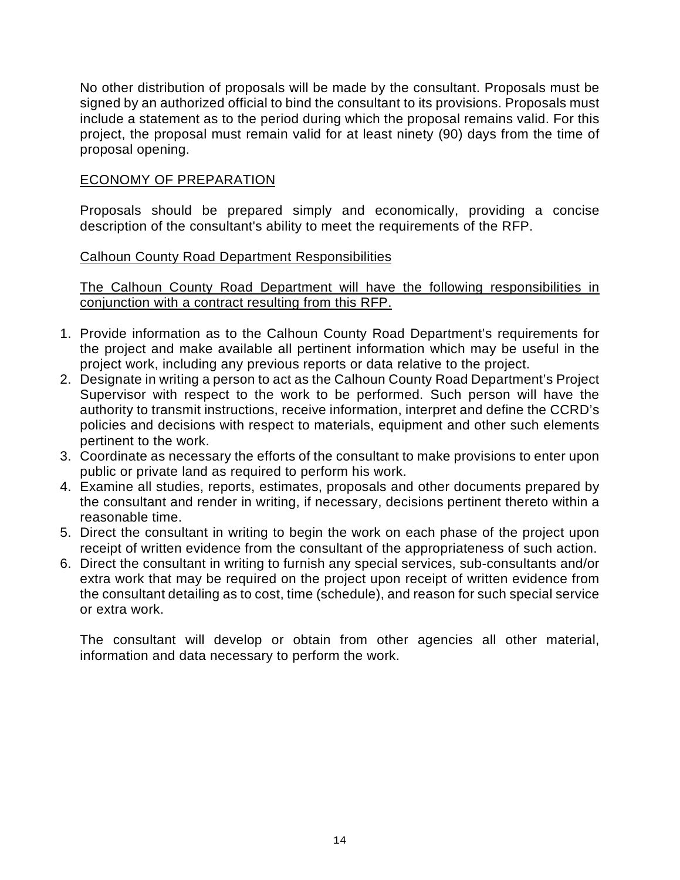No other distribution of proposals will be made by the consultant. Proposals must be signed by an authorized official to bind the consultant to its provisions. Proposals must include a statement as to the period during which the proposal remains valid. For this project, the proposal must remain valid for at least ninety (90) days from the time of proposal opening.

## ECONOMY OF PREPARATION

Proposals should be prepared simply and economically, providing a concise description of the consultant's ability to meet the requirements of the RFP.

## Calhoun County Road Department Responsibilities

The Calhoun County Road Department will have the following responsibilities in conjunction with a contract resulting from this RFP.

1. Provide information as to the Calhoun County Road Department's requirements for the project and make available all pertinent information which may be useful in the project work, including any previous reports or data relative to the project.
2. Designate in writing a person to act as the Calhoun County Road Department's Project Supervisor with respect to the work to be performed. Such person will have the authority to transmit instructions, receive information, interpret and define the CCRD's policies and decisions with respect to materials, equipment and other such elements pertinent to the work.
3. Coordinate as necessary the efforts of the consultant to make provisions to enter upon public or private land as required to perform his work.
4. Examine all studies, reports, estimates, proposals and other documents prepared by the consultant and render in writing, if necessary, decisions pertinent thereto within a reasonable time.
5. Direct the consultant in writing to begin the work on each phase of the project upon receipt of written evidence from the consultant of the appropriateness of such action.
6. Direct the consultant in writing to furnish any special services, sub-consultants and/or extra work that may be required on the project upon receipt of written evidence from the consultant detailing as to cost, time (schedule), and reason for such special service or extra work.

The consultant will develop or obtain from other agencies all other material, information and data necessary to perform the work.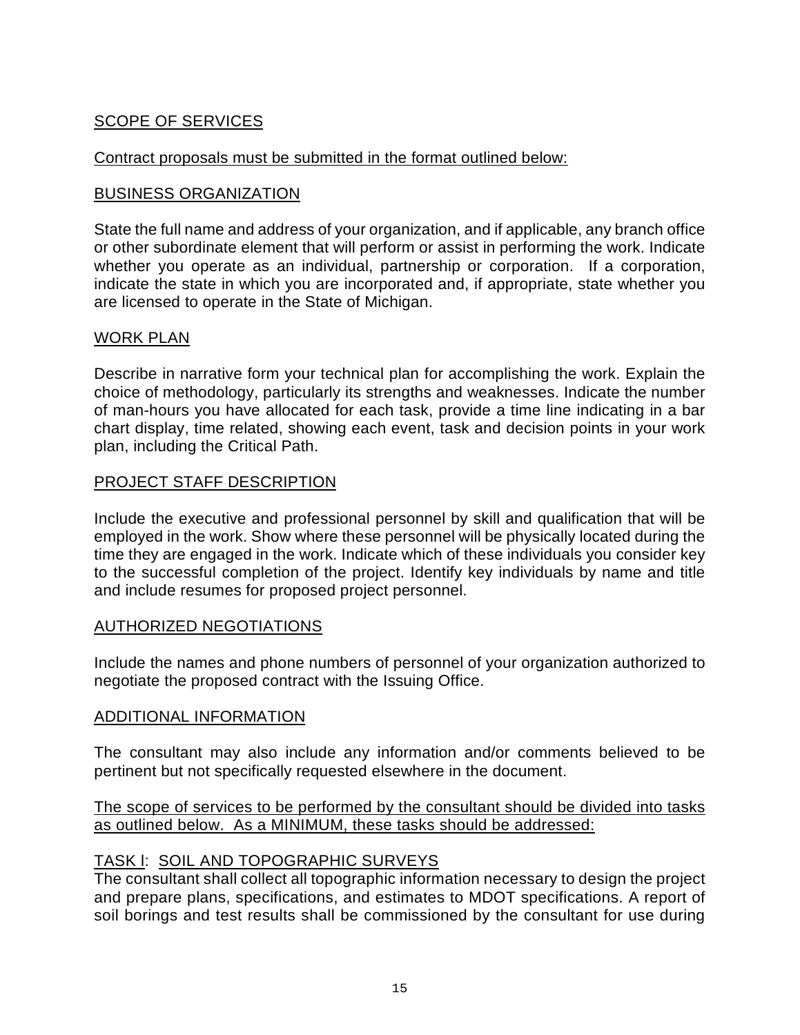## SCOPE OF SERVICES

Contract proposals must be submitted in the format outlined below:

### BUSINESS ORGANIZATION

State the full name and address of your organization, and if applicable, any branch office or other subordinate element that will perform or assist in performing the work. Indicate whether you operate as an individual, partnership or corporation. If a corporation, indicate the state in which you are incorporated and, if appropriate, state whether you are licensed to operate in the State of Michigan.

### WORK PLAN

Describe in narrative form your technical plan for accomplishing the work. Explain the choice of methodology, particularly its strengths and weaknesses. Indicate the number of man-hours you have allocated for each task, provide a time line indicating in a bar chart display, time related, showing each event, task and decision points in your work plan, including the Critical Path.

### PROJECT STAFF DESCRIPTION

Include the executive and professional personnel by skill and qualification that will be employed in the work. Show where these personnel will be physically located during the time they are engaged in the work. Indicate which of these individuals you consider key to the successful completion of the project. Identify key individuals by name and title and include resumes for proposed project personnel.

### AUTHORIZED NEGOTIATIONS

Include the names and phone numbers of personnel of your organization authorized to negotiate the proposed contract with the Issuing Office.

### ADDITIONAL INFORMATION

The consultant may also include any information and/or comments believed to be pertinent but not specifically requested elsewhere in the document.

The scope of services to be performed by the consultant should be divided into tasks as outlined below. As a MINIMUM, these tasks should be addressed:

### TASK I: SOIL AND TOPOGRAPHIC SURVEYS

The consultant shall collect all topographic information necessary to design the project and prepare plans, specifications, and estimates to MDOT specifications. A report of soil borings and test results shall be commissioned by the consultant for use during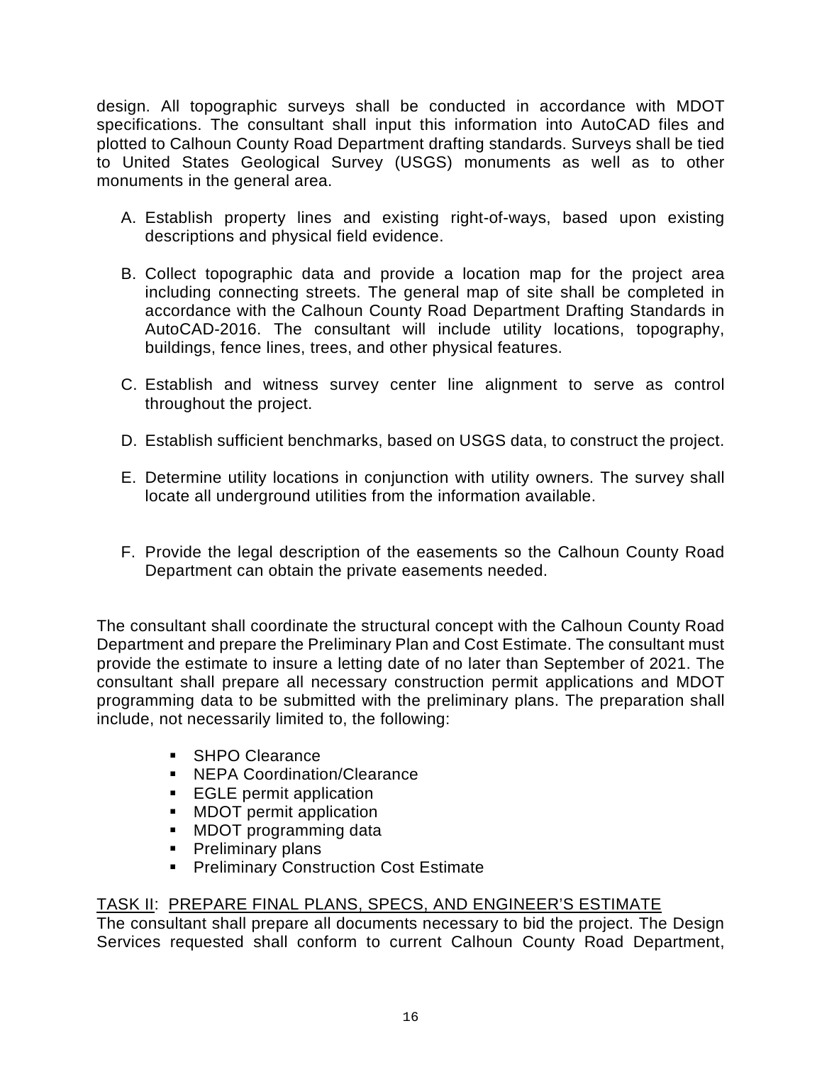design. All topographic surveys shall be conducted in accordance with MDOT specifications. The consultant shall input this information into AutoCAD files and plotted to Calhoun County Road Department drafting standards. Surveys shall be tied to United States Geological Survey (USGS) monuments as well as to other monuments in the general area.

A. Establish property lines and existing right-of-ways, based upon existing descriptions and physical field evidence.

B. Collect topographic data and provide a location map for the project area including connecting streets. The general map of site shall be completed in accordance with the Calhoun County Road Department Drafting Standards in AutoCAD-2016. The consultant will include utility locations, topography, buildings, fence lines, trees, and other physical features.

C. Establish and witness survey center line alignment to serve as control throughout the project.

D. Establish sufficient benchmarks, based on USGS data, to construct the project.

E. Determine utility locations in conjunction with utility owners. The survey shall locate all underground utilities from the information available.

F. Provide the legal description of the easements so the Calhoun County Road Department can obtain the private easements needed.

The consultant shall coordinate the structural concept with the Calhoun County Road Department and prepare the Preliminary Plan and Cost Estimate. The consultant must provide the estimate to insure a letting date of no later than September of 2021. The consultant shall prepare all necessary construction permit applications and MDOT programming data to be submitted with the preliminary plans. The preparation shall include, not necessarily limited to, the following:

- SHPO Clearance
- NEPA Coordination/Clearance
- EGLE permit application
- MDOT permit application
- MDOT programming data
- Preliminary plans
- Preliminary Construction Cost Estimate

<u>TASK II</u>: <u>PREPARE FINAL PLANS, SPECS, AND ENGINEER'S ESTIMATE</u>

The consultant shall prepare all documents necessary to bid the project. The Design Services requested shall conform to current Calhoun County Road Department,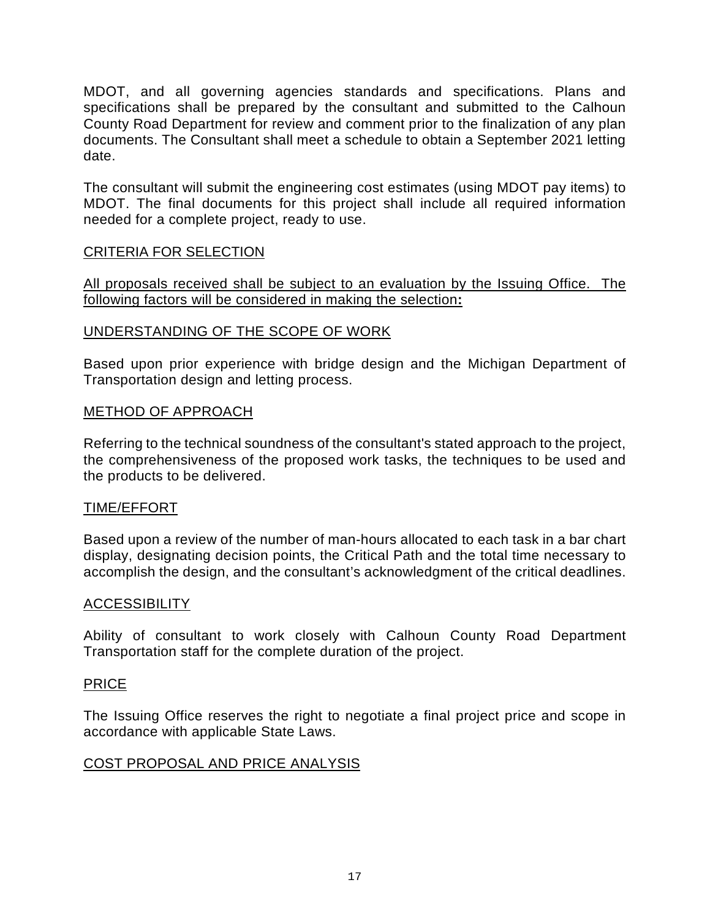MDOT, and all governing agencies standards and specifications. Plans and specifications shall be prepared by the consultant and submitted to the Calhoun County Road Department for review and comment prior to the finalization of any plan documents. The Consultant shall meet a schedule to obtain a September 2021 letting date.

The consultant will submit the engineering cost estimates (using MDOT pay items) to MDOT. The final documents for this project shall include all required information needed for a complete project, ready to use.

## CRITERIA FOR SELECTION

All proposals received shall be subject to an evaluation by the Issuing Office. The following factors will be considered in making the selection**:**

### UNDERSTANDING OF THE SCOPE OF WORK

Based upon prior experience with bridge design and the Michigan Department of Transportation design and letting process.

### METHOD OF APPROACH

Referring to the technical soundness of the consultant's stated approach to the project, the comprehensiveness of the proposed work tasks, the techniques to be used and the products to be delivered.

### TIME/EFFORT

Based upon a review of the number of man-hours allocated to each task in a bar chart display, designating decision points, the Critical Path and the total time necessary to accomplish the design, and the consultant's acknowledgment of the critical deadlines.

### ACCESSIBILITY

Ability of consultant to work closely with Calhoun County Road Department Transportation staff for the complete duration of the project.

### PRICE

The Issuing Office reserves the right to negotiate a final project price and scope in accordance with applicable State Laws.

## COST PROPOSAL AND PRICE ANALYSIS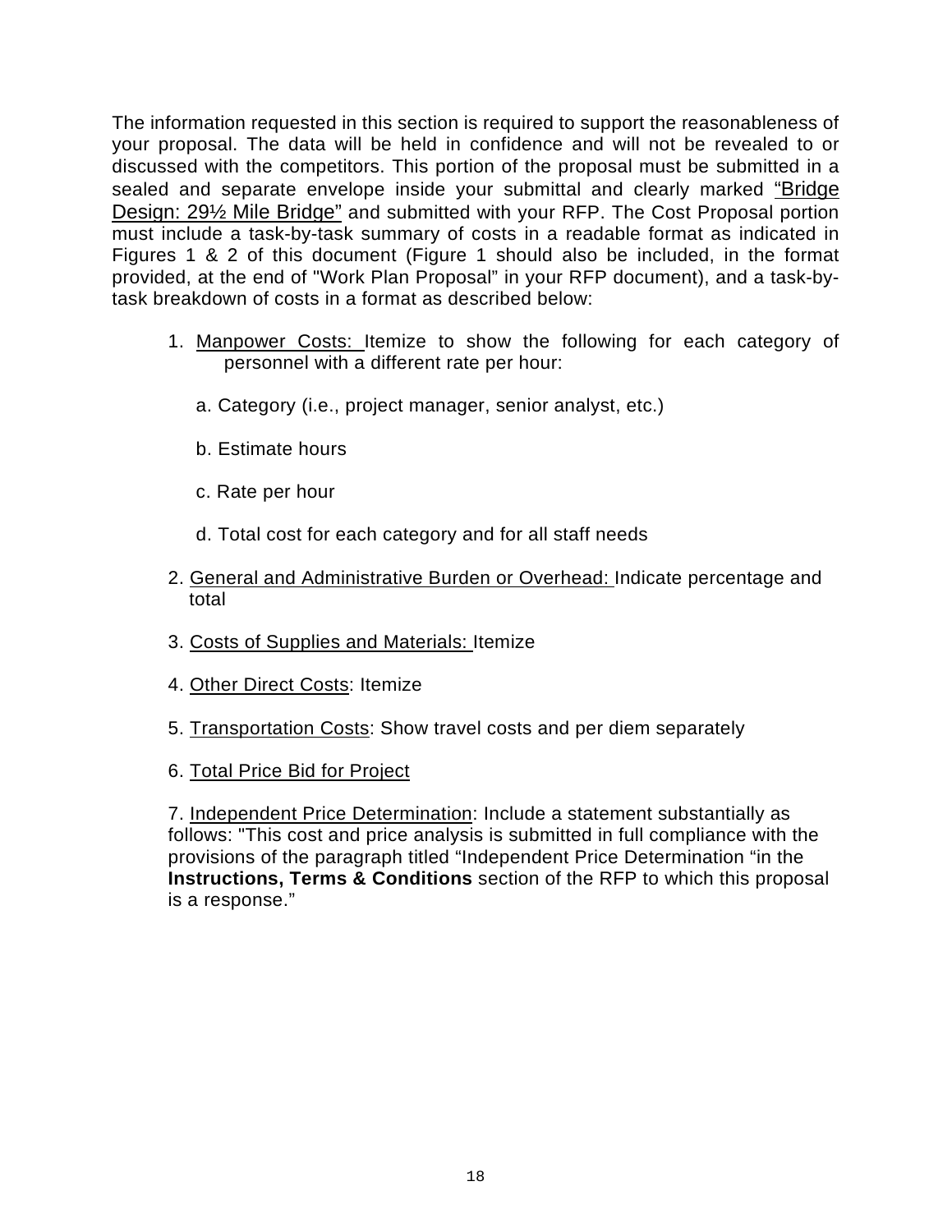The information requested in this section is required to support the reasonableness of your proposal. The data will be held in confidence and will not be revealed to or discussed with the competitors. This portion of the proposal must be submitted in a sealed and separate envelope inside your submittal and clearly marked <u>"Bridge Design: 29½ Mile Bridge"</u> and submitted with your RFP. The Cost Proposal portion must include a task-by-task summary of costs in a readable format as indicated in Figures 1 & 2 of this document (Figure 1 should also be included, in the format provided, at the end of "Work Plan Proposal" in your RFP document), and a task-by-task breakdown of costs in a format as described below:

1. <u>Manpower Costs:</u> Itemize to show the following for each category of personnel with a different rate per hour:

   a. Category (i.e., project manager, senior analyst, etc.)

   b. Estimate hours

   c. Rate per hour

   d. Total cost for each category and for all staff needs

2. <u>General and Administrative Burden or Overhead:</u> Indicate percentage and total

3. <u>Costs of Supplies and Materials:</u> Itemize

4. <u>Other Direct Costs</u>: Itemize

5. <u>Transportation Costs</u>: Show travel costs and per diem separately

6. <u>Total Price Bid for Project</u>

7. <u>Independent Price Determination</u>: Include a statement substantially as follows: "This cost and price analysis is submitted in full compliance with the provisions of the paragraph titled "Independent Price Determination "in the **Instructions, Terms & Conditions** section of the RFP to which this proposal is a response."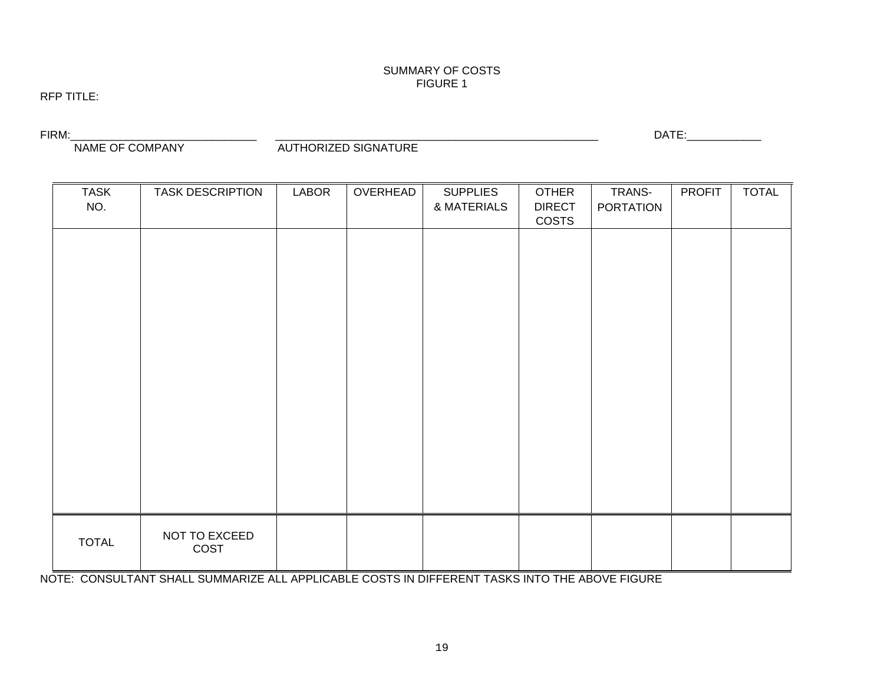SUMMARY OF COSTS
FIGURE 1

RFP TITLE:

FIRM:______________________________ ____________________________________________________ DATE:____________
NAME OF COMPANY AUTHORIZED SIGNATURE

| TASK NO. | TASK DESCRIPTION | LABOR | OVERHEAD | SUPPLIES & MATERIALS | OTHER DIRECT COSTS | TRANS-PORTATION | PROFIT | TOTAL |
|---|---|---|---|---|---|---|---|---|
| | | | | | | | | |
| TOTAL | NOT TO EXCEED COST | | | | | | | |

NOTE: CONSULTANT SHALL SUMMARIZE ALL APPLICABLE COSTS IN DIFFERENT TASKS INTO THE ABOVE FIGURE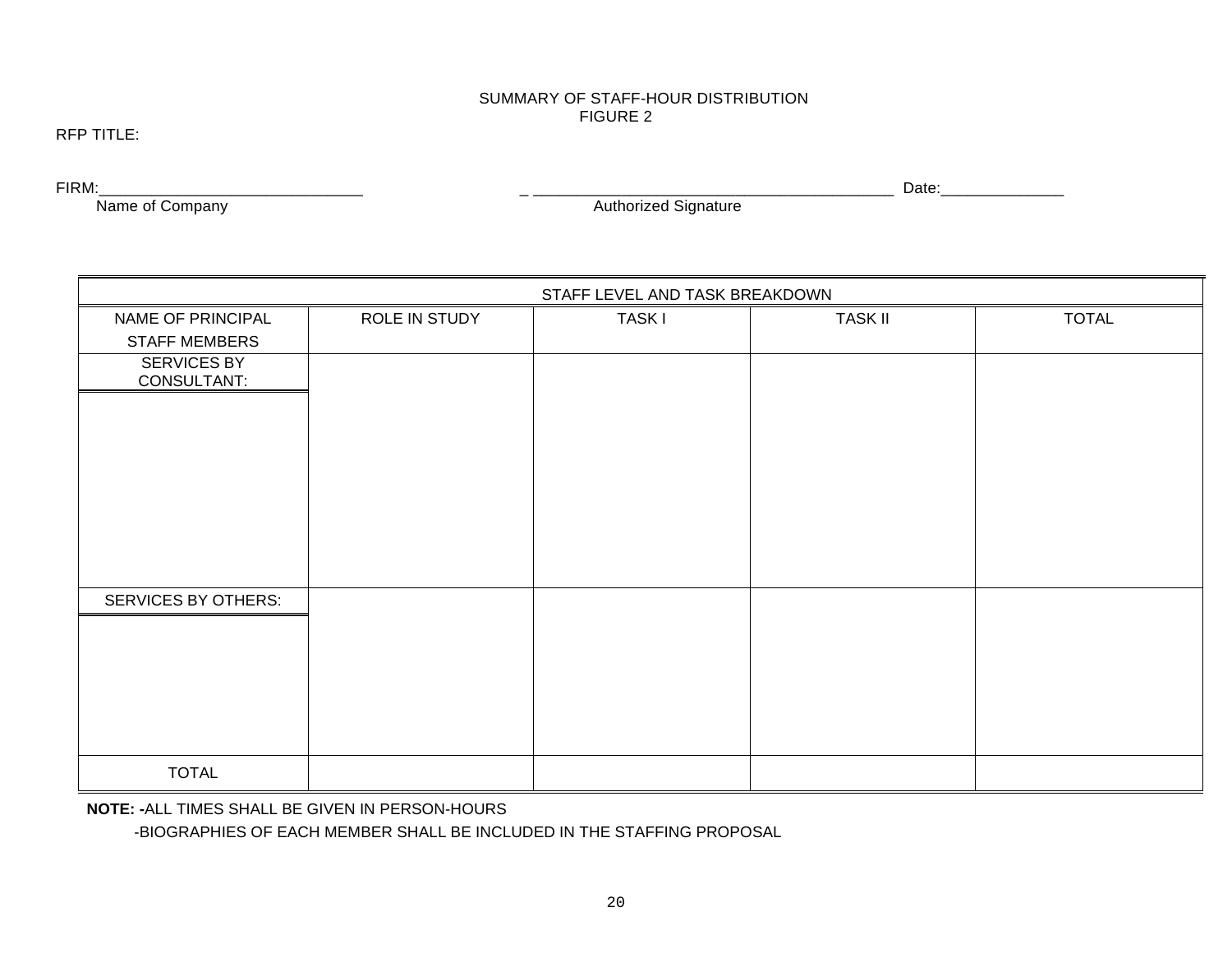SUMMARY OF STAFF-HOUR DISTRIBUTION
FIGURE 2

RFP TITLE:

FIRM:______________________________ _ ________________________________________ Date:______________
Name of Company Authorized Signature

| STAFF LEVEL AND TASK BREAKDOWN | | | | |
|---|---|---|---|---|
| NAME OF PRINCIPAL STAFF MEMBERS | ROLE IN STUDY | TASK I | TASK II | TOTAL |
| SERVICES BY CONSULTANT: | | | | |
| | | | | |
| SERVICES BY OTHERS: | | | | |
| | | | | |
| TOTAL | | | | |

**NOTE: -**ALL TIMES SHALL BE GIVEN IN PERSON-HOURS

-BIOGRAPHIES OF EACH MEMBER SHALL BE INCLUDED IN THE STAFFING PROPOSAL